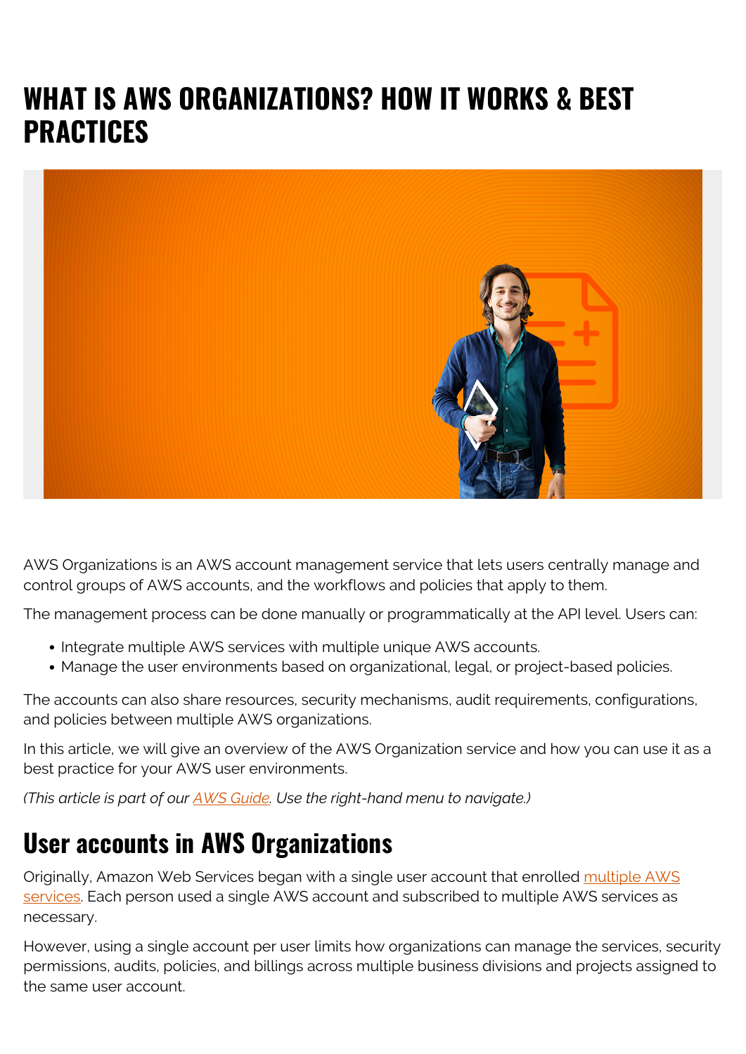# WHAT IS AWS ORGANIZATIONS? HOW IT WORKS & BEST PRACTICES

AWS Organizations is an AWS account management service that lets users centrally manage and control groups of AWS accounts, and the workflows and policies that apply to them.

The management process can be done manually or programmatically at the API level. Users can:

- Integrate multiple AWS services with multiple unique AWS accounts.
- Manage the user environments based on organizational, legal, or project-based policies.

The accounts can also share resources, security mechanisms, audit requirements, configurations, and policies between multiple AWS organizations.

In this article, we will give an overview of the AWS Organization service and how you can use it as a best practice for your AWS user environments.

*(This article is part of our AWS Guide. Use the right-hand menu to navigate.)*

## User accounts in AWS Organizations

Originally, Amazon Web Services began with a single user account that enrolled multiple AWS services. Each person used a single AWS account and subscribed to multiple AWS services as necessary.

However, using a single account per user limits how organizations can manage the services, security permissions, audits, policies, and billings across multiple business divisions and projects assigned to the same user account.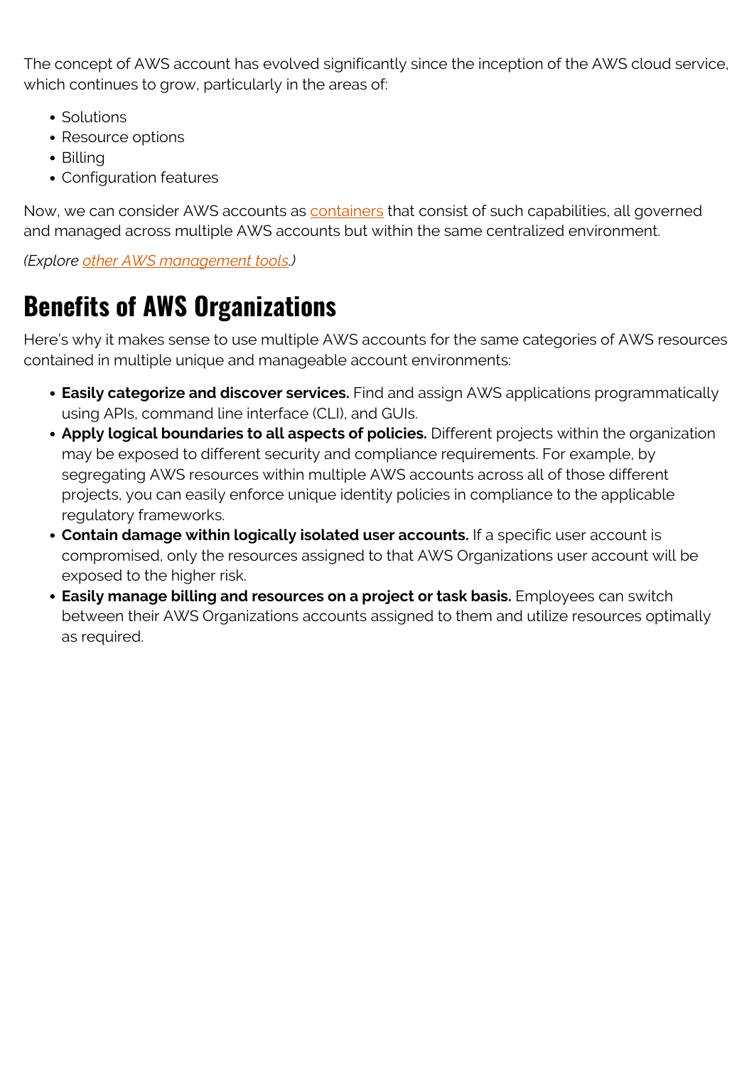The concept of AWS account has evolved significantly since the inception of the AWS cloud service, which continues to grow, particularly in the areas of:

- Solutions
- Resource options
- Billing
- Configuration features

Now, we can consider AWS accounts as containers that consist of such capabilities, all governed and managed across multiple AWS accounts but within the same centralized environment.

*(Explore other AWS management tools.)*

## Benefits of AWS Organizations

Here's why it makes sense to use multiple AWS accounts for the same categories of AWS resources contained in multiple unique and manageable account environments:

- **Easily categorize and discover services.** Find and assign AWS applications programmatically using APIs, command line interface (CLI), and GUIs.
- **Apply logical boundaries to all aspects of policies.** Different projects within the organization may be exposed to different security and compliance requirements. For example, by segregating AWS resources within multiple AWS accounts across all of those different projects, you can easily enforce unique identity policies in compliance to the applicable regulatory frameworks.
- **Contain damage within logically isolated user accounts.** If a specific user account is compromised, only the resources assigned to that AWS Organizations user account will be exposed to the higher risk.
- **Easily manage billing and resources on a project or task basis.** Employees can switch between their AWS Organizations accounts assigned to them and utilize resources optimally as required.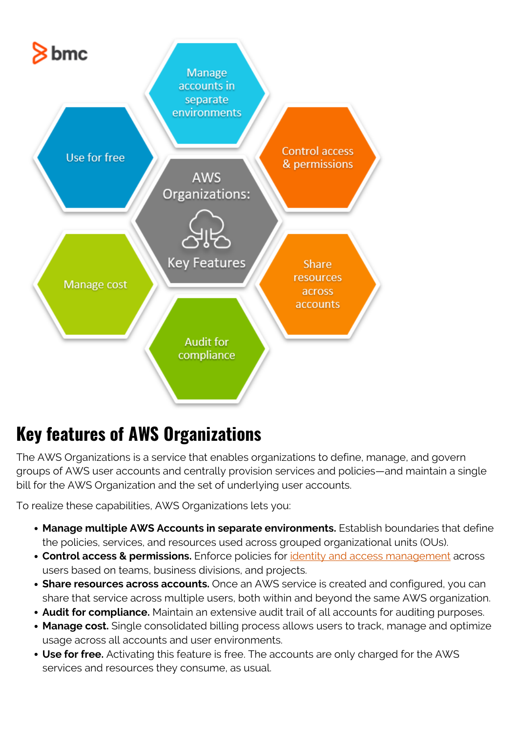## Key features of AWS Organizations

The AWS Organizations is a service that enables organizations to define, manage, and govern groups of AWS user accounts and centrally provision services and policies—and maintain a single bill for the AWS Organization and the set of underlying user accounts.

To realize these capabilities, AWS Organizations lets you:

- **Manage multiple AWS Accounts in separate environments.** Establish boundaries that define the policies, services, and resources used across grouped organizational units (OUs).
- **Control access & permissions.** Enforce policies for identity and access management across users based on teams, business divisions, and projects.
- **Share resources across accounts.** Once an AWS service is created and configured, you can share that service across multiple users, both within and beyond the same AWS organization.
- **Audit for compliance.** Maintain an extensive audit trail of all accounts for auditing purposes.
- **Manage cost.** Single consolidated billing process allows users to track, manage and optimize usage across all accounts and user environments.
- **Use for free.** Activating this feature is free. The accounts are only charged for the AWS services and resources they consume, as usual.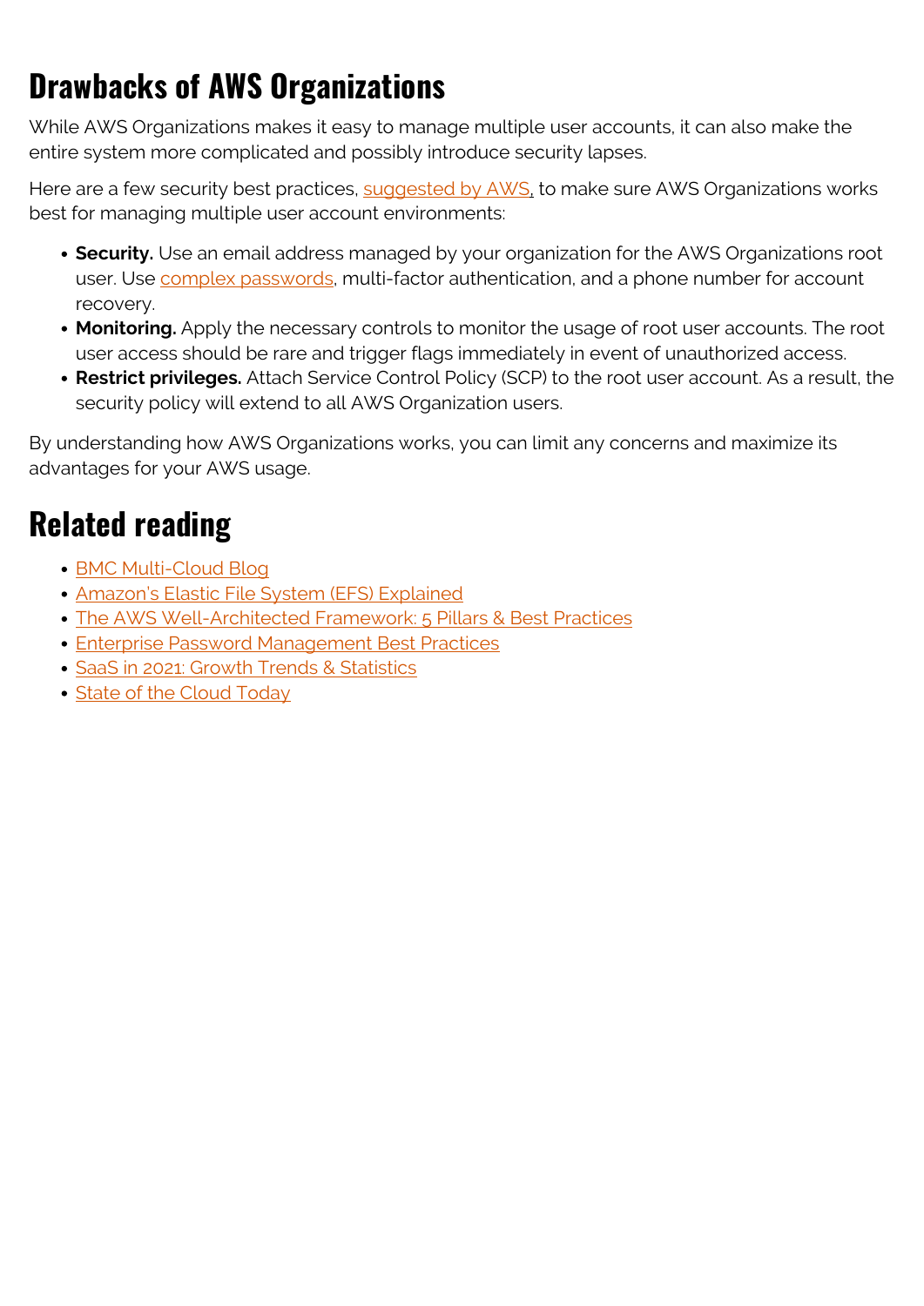## Drawbacks of AWS Organizations

While AWS Organizations makes it easy to manage multiple user accounts, it can also make the entire system more complicated and possibly introduce security lapses.

Here are a few security best practices, suggested by AWS, to make sure AWS Organizations works best for managing multiple user account environments:

- **Security.** Use an email address managed by your organization for the AWS Organizations root user. Use complex passwords, multi-factor authentication, and a phone number for account recovery.
- **Monitoring.** Apply the necessary controls to monitor the usage of root user accounts. The root user access should be rare and trigger flags immediately in event of unauthorized access.
- **Restrict privileges.** Attach Service Control Policy (SCP) to the root user account. As a result, the security policy will extend to all AWS Organization users.

By understanding how AWS Organizations works, you can limit any concerns and maximize its advantages for your AWS usage.

## Related reading

- BMC Multi-Cloud Blog
- Amazon's Elastic File System (EFS) Explained
- The AWS Well-Architected Framework: 5 Pillars & Best Practices
- Enterprise Password Management Best Practices
- SaaS in 2021: Growth Trends & Statistics
- State of the Cloud Today